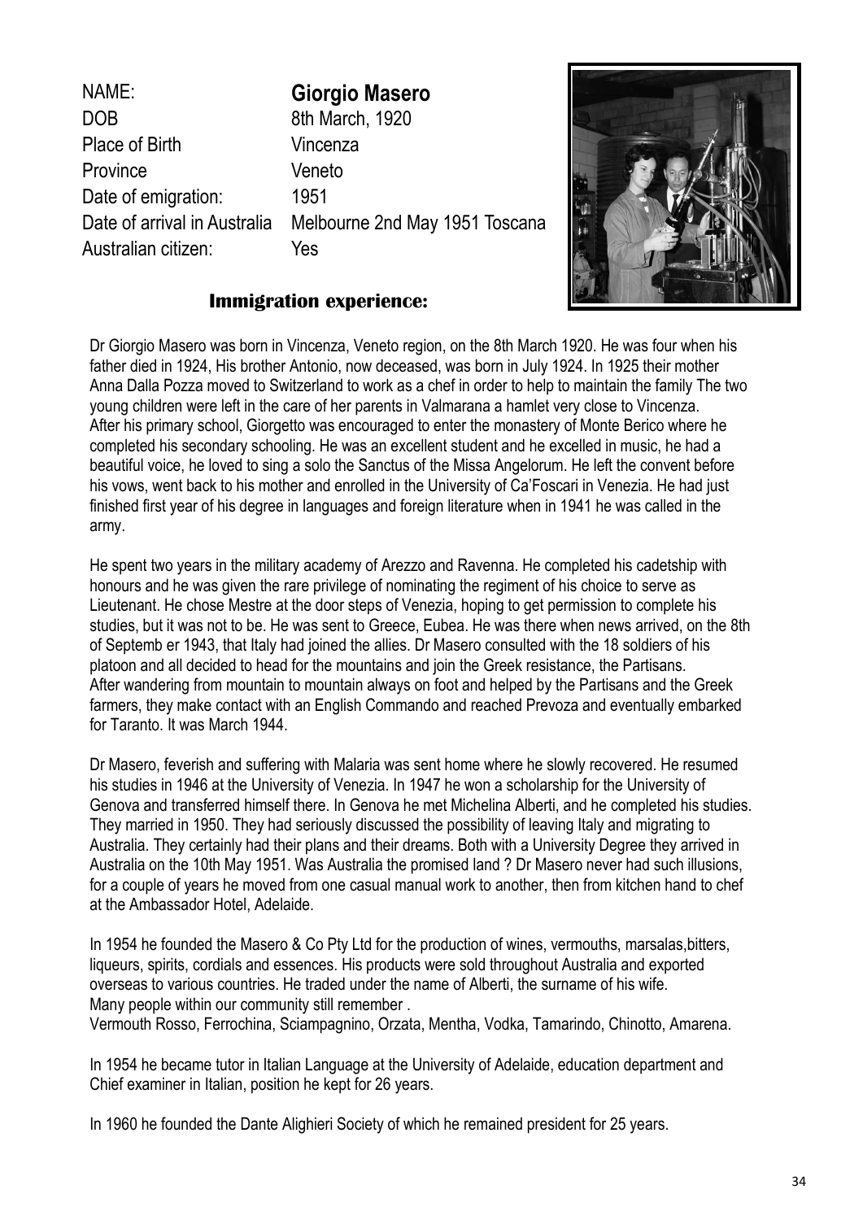| | |
|---|---|
| NAME: | **Giorgio Masero** |
| DOB | 8th March, 1920 |
| Place of Birth | Vincenza |
| Province | Veneto |
| Date of emigration: | 1951 |
| Date of arrival in Australia | Melbourne 2nd May 1951 Toscana |
| Australian citizen: | Yes |

## Immigration experience:

Dr Giorgio Masero was born in Vincenza, Veneto region, on the 8th March 1920. He was four when his father died in 1924, His brother Antonio, now deceased, was born in July 1924. In 1925 their mother Anna Dalla Pozza moved to Switzerland to work as a chef in order to help to maintain the family The two young children were left in the care of her parents in Valmarana a hamlet very close to Vincenza. After his primary school, Giorgetto was encouraged to enter the monastery of Monte Berico where he completed his secondary schooling. He was an excellent student and he excelled in music, he had a beautiful voice, he loved to sing a solo the Sanctus of the Missa Angelorum. He left the convent before his vows, went back to his mother and enrolled in the University of Ca'Foscari in Venezia. He had just finished first year of his degree in languages and foreign literature when in 1941 he was called in the army.

He spent two years in the military academy of Arezzo and Ravenna. He completed his cadetship with honours and he was given the rare privilege of nominating the regiment of his choice to serve as Lieutenant. He chose Mestre at the door steps of Venezia, hoping to get permission to complete his studies, but it was not to be. He was sent to Greece, Eubea. He was there when news arrived, on the 8th of Septemb er 1943, that Italy had joined the allies. Dr Masero consulted with the 18 soldiers of his platoon and all decided to head for the mountains and join the Greek resistance, the Partisans. After wandering from mountain to mountain always on foot and helped by the Partisans and the Greek farmers, they make contact with an English Commando and reached Prevoza and eventually embarked for Taranto. It was March 1944.

Dr Masero, feverish and suffering with Malaria was sent home where he slowly recovered. He resumed his studies in 1946 at the University of Venezia. In 1947 he won a scholarship for the University of Genova and transferred himself there. In Genova he met Michelina Alberti, and he completed his studies. They married in 1950. They had seriously discussed the possibility of leaving Italy and migrating to Australia. They certainly had their plans and their dreams. Both with a University Degree they arrived in Australia on the 10th May 1951. Was Australia the promised land ? Dr Masero never had such illusions, for a couple of years he moved from one casual manual work to another, then from kitchen hand to chef at the Ambassador Hotel, Adelaide.

In 1954 he founded the Masero & Co Pty Ltd for the production of wines, vermouths, marsalas,bitters, liqueurs, spirits, cordials and essences. His products were sold throughout Australia and exported overseas to various countries. He traded under the name of Alberti, the surname of his wife. Many people within our community still remember .
Vermouth Rosso, Ferrochina, Sciampagnino, Orzata, Mentha, Vodka, Tamarindo, Chinotto, Amarena.

In 1954 he became tutor in Italian Language at the University of Adelaide, education department and Chief examiner in Italian, position he kept for 26 years.

In 1960 he founded the Dante Alighieri Society of which he remained president for 25 years.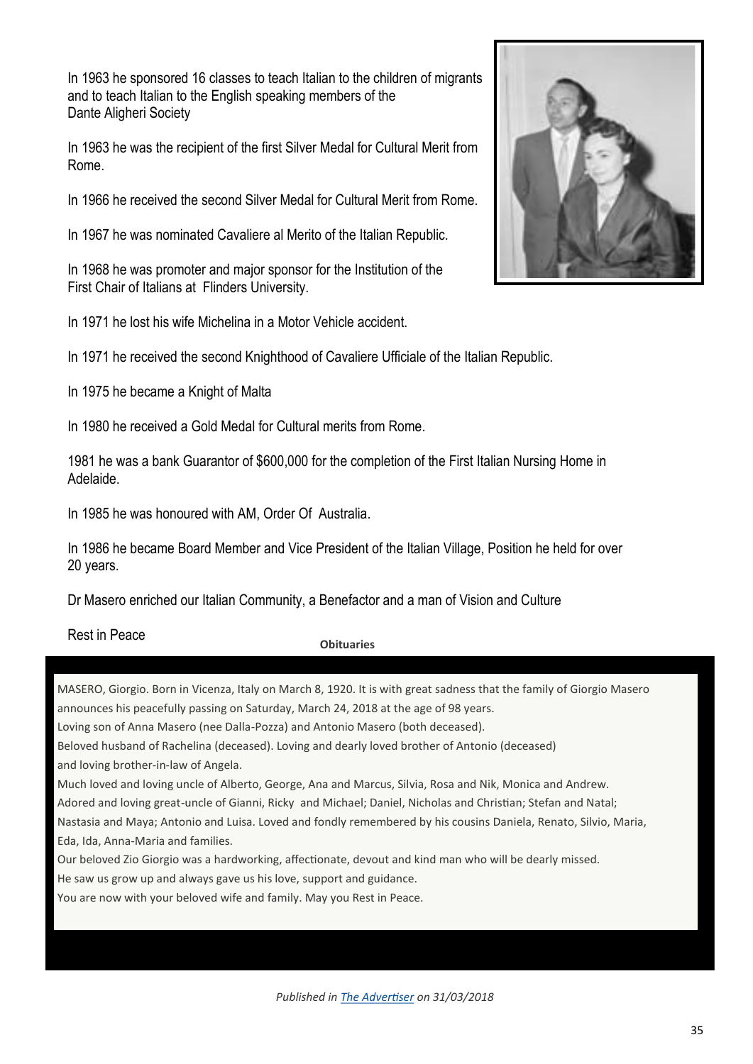In 1963 he sponsored 16 classes to teach Italian to the children of migrants and to teach Italian to the English speaking members of the Dante Aligheri Society

In 1963 he was the recipient of the first Silver Medal for Cultural Merit from Rome.

In 1966 he received the second Silver Medal for Cultural Merit from Rome.

In 1967 he was nominated Cavaliere al Merito of the Italian Republic.

In 1968 he was promoter and major sponsor for the Institution of the First Chair of Italians at Flinders University.

In 1971 he lost his wife Michelina in a Motor Vehicle accident.

In 1971 he received the second Knighthood of Cavaliere Ufficiale of the Italian Republic.

In 1975 he became a Knight of Malta

In 1980 he received a Gold Medal for Cultural merits from Rome.

1981 he was a bank Guarantor of $600,000 for the completion of the First Italian Nursing Home in Adelaide.

In 1985 he was honoured with AM, Order Of Australia.

In 1986 he became Board Member and Vice President of the Italian Village, Position he held for over 20 years.

Dr Masero enriched our Italian Community, a Benefactor and a man of Vision and Culture

Rest in Peace

**Obituaries**

MASERO, Giorgio. Born in Vicenza, Italy on March 8, 1920. It is with great sadness that the family of Giorgio Masero announces his peacefully passing on Saturday, March 24, 2018 at the age of 98 years.
Loving son of Anna Masero (nee Dalla-Pozza) and Antonio Masero (both deceased).
Beloved husband of Rachelina (deceased). Loving and dearly loved brother of Antonio (deceased) and loving brother-in-law of Angela.
Much loved and loving uncle of Alberto, George, Ana and Marcus, Silvia, Rosa and Nik, Monica and Andrew.
Adored and loving great-uncle of Gianni, Ricky and Michael; Daniel, Nicholas and Christian; Stefan and Natal; Nastasia and Maya; Antonio and Luisa. Loved and fondly remembered by his cousins Daniela, Renato, Silvio, Maria, Eda, Ida, Anna-Maria and families.
Our beloved Zio Giorgio was a hardworking, affectionate, devout and kind man who will be dearly missed.
He saw us grow up and always gave us his love, support and guidance.
You are now with your beloved wife and family. May you Rest in Peace.

*Published in The Advertiser on 31/03/2018*